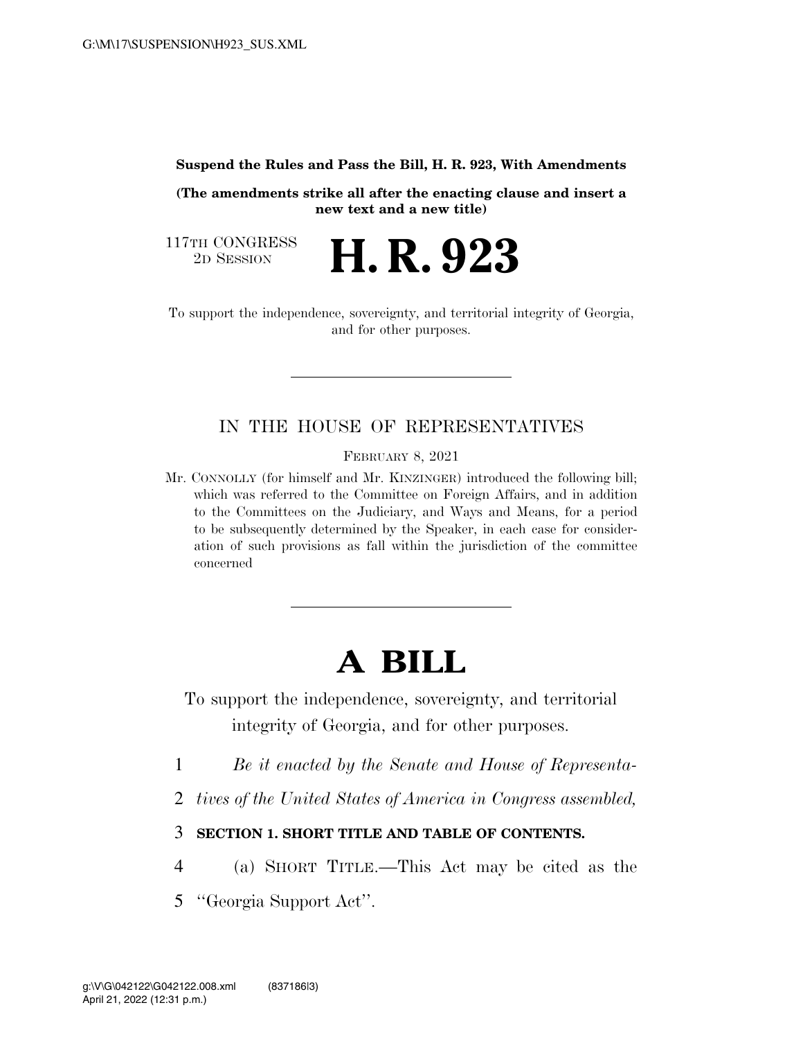**Suspend the Rules and Pass the Bill, H. R. 923, With Amendments**

**(The amendments strike all after the enacting clause and insert a new text and a new title)**

117TH CONGRESS
2D SESSION

# H. R. 923

To support the independence, sovereignty, and territorial integrity of Georgia, and for other purposes.

---

IN THE HOUSE OF REPRESENTATIVES

FEBRUARY 8, 2021

Mr. CONNOLLY (for himself and Mr. KINZINGER) introduced the following bill; which was referred to the Committee on Foreign Affairs, and in addition to the Committees on the Judiciary, and Ways and Means, for a period to be subsequently determined by the Speaker, in each case for consideration of such provisions as fall within the jurisdiction of the committee concerned

---

# A BILL

To support the independence, sovereignty, and territorial integrity of Georgia, and for other purposes.

1 *Be it enacted by the Senate and House of Representa-*
2 *tives of the United States of America in Congress assembled,*

3 **SECTION 1. SHORT TITLE AND TABLE OF CONTENTS.**

4 (a) SHORT TITLE.—This Act may be cited as the
5 ''Georgia Support Act''.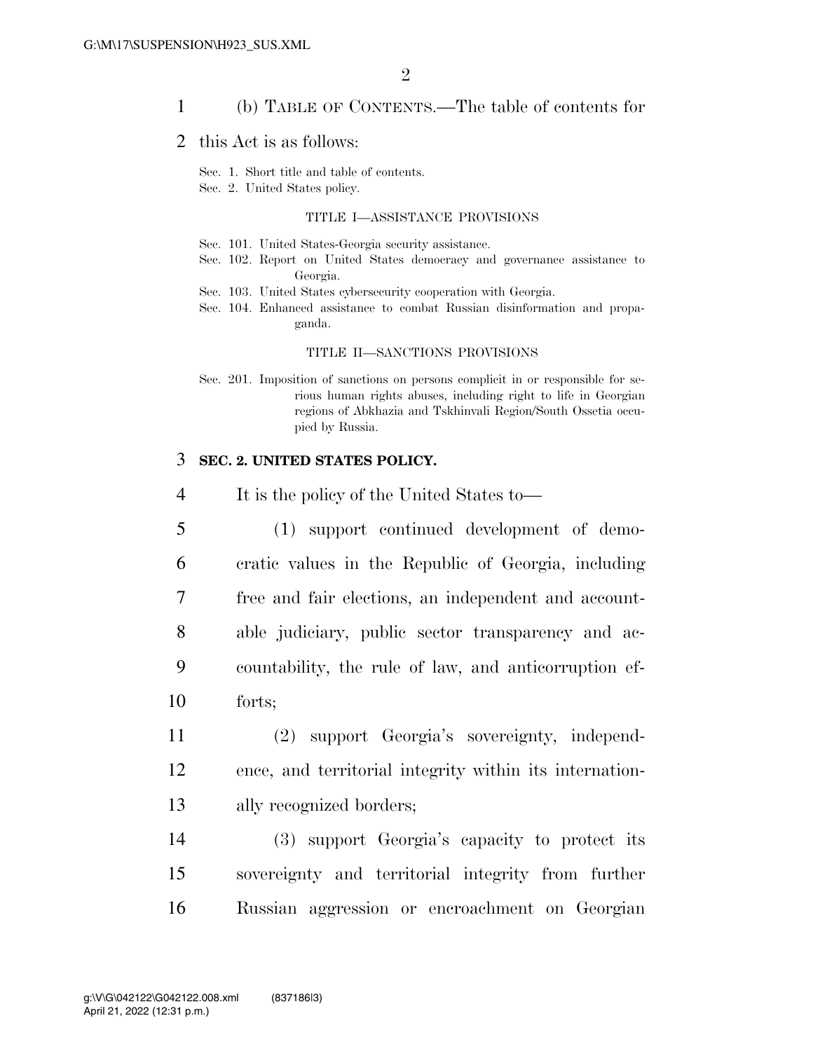(b) TABLE OF CONTENTS.—The table of contents for this Act is as follows:

Sec. 1. Short title and table of contents.
Sec. 2. United States policy.

TITLE I—ASSISTANCE PROVISIONS

Sec. 101. United States-Georgia security assistance.
Sec. 102. Report on United States democracy and governance assistance to Georgia.
Sec. 103. United States cybersecurity cooperation with Georgia.
Sec. 104. Enhanced assistance to combat Russian disinformation and propaganda.

TITLE II—SANCTIONS PROVISIONS

Sec. 201. Imposition of sanctions on persons complicit in or responsible for serious human rights abuses, including right to life in Georgian regions of Abkhazia and Tskhinvali Region/South Ossetia occupied by Russia.

## SEC. 2. UNITED STATES POLICY.

It is the policy of the United States to—

(1) support continued development of democratic values in the Republic of Georgia, including free and fair elections, an independent and accountable judiciary, public sector transparency and accountability, the rule of law, and anticorruption efforts;

(2) support Georgia's sovereignty, independence, and territorial integrity within its internationally recognized borders;

(3) support Georgia's capacity to protect its sovereignty and territorial integrity from further Russian aggression or encroachment on Georgian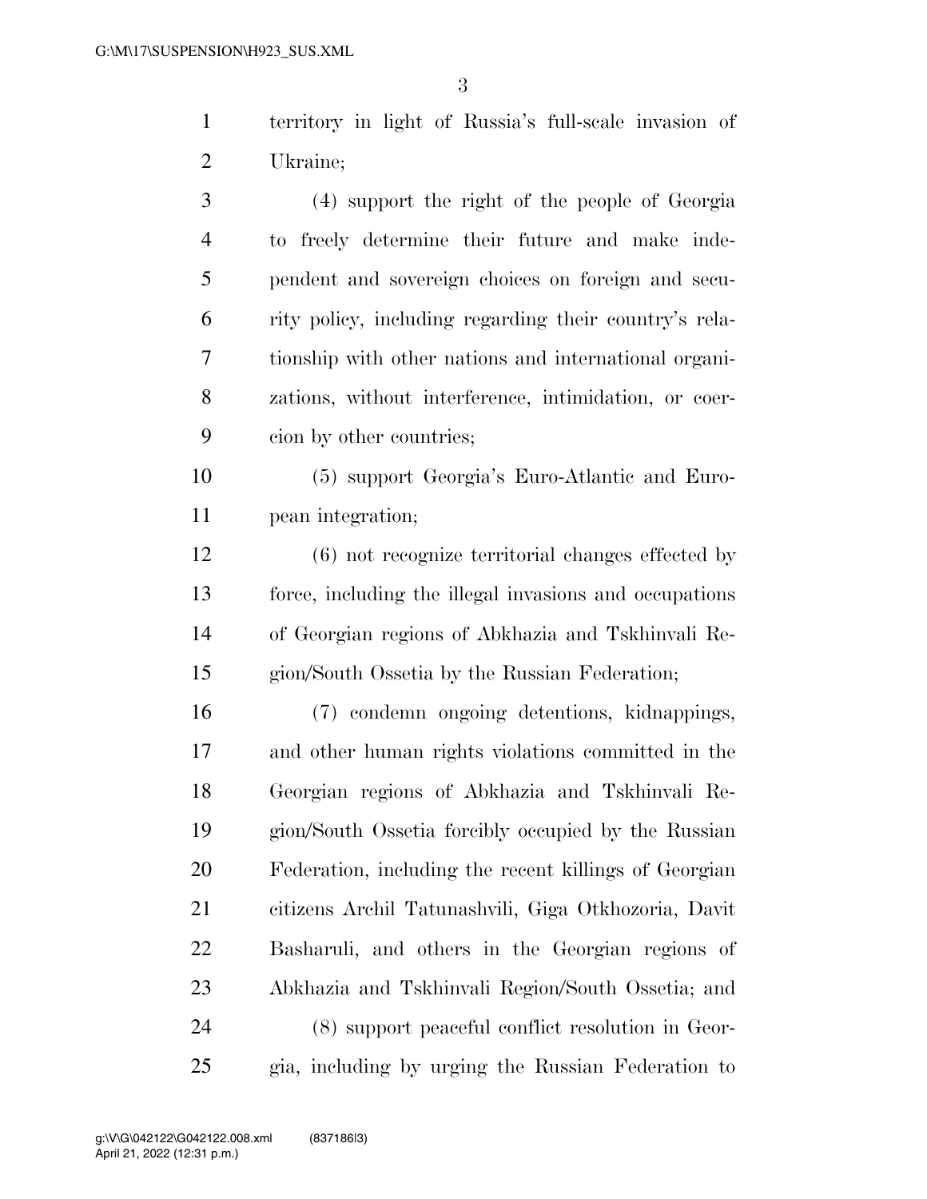territory in light of Russia's full-scale invasion of Ukraine;

(4) support the right of the people of Georgia to freely determine their future and make independent and sovereign choices on foreign and security policy, including regarding their country's relationship with other nations and international organizations, without interference, intimidation, or coercion by other countries;

(5) support Georgia's Euro-Atlantic and European integration;

(6) not recognize territorial changes effected by force, including the illegal invasions and occupations of Georgian regions of Abkhazia and Tskhinvali Region/South Ossetia by the Russian Federation;

(7) condemn ongoing detentions, kidnappings, and other human rights violations committed in the Georgian regions of Abkhazia and Tskhinvali Region/South Ossetia forcibly occupied by the Russian Federation, including the recent killings of Georgian citizens Archil Tatunashvili, Giga Otkhozoria, Davit Basharuli, and others in the Georgian regions of Abkhazia and Tskhinvali Region/South Ossetia; and

(8) support peaceful conflict resolution in Georgia, including by urging the Russian Federation to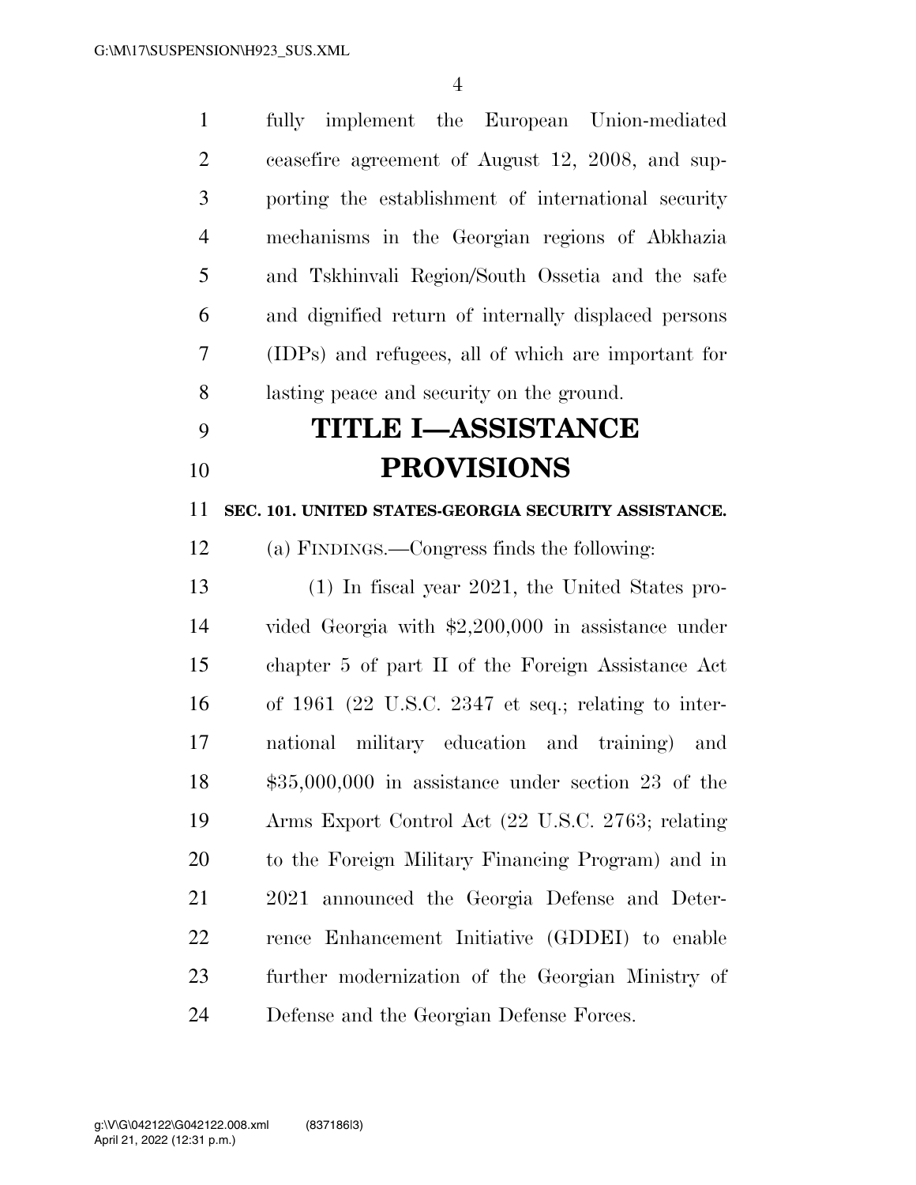fully implement the European Union-mediated ceasefire agreement of August 12, 2008, and supporting the establishment of international security mechanisms in the Georgian regions of Abkhazia and Tskhinvali Region/South Ossetia and the safe and dignified return of internally displaced persons (IDPs) and refugees, all of which are important for lasting peace and security on the ground.

# TITLE I—ASSISTANCE PROVISIONS

### SEC. 101. UNITED STATES-GEORGIA SECURITY ASSISTANCE.

(a) FINDINGS.—Congress finds the following:

(1) In fiscal year 2021, the United States provided Georgia with $2,200,000 in assistance under chapter 5 of part II of the Foreign Assistance Act of 1961 (22 U.S.C. 2347 et seq.; relating to international military education and training) and $35,000,000 in assistance under section 23 of the Arms Export Control Act (22 U.S.C. 2763; relating to the Foreign Military Financing Program) and in 2021 announced the Georgia Defense and Deterrence Enhancement Initiative (GDDEI) to enable further modernization of the Georgian Ministry of Defense and the Georgian Defense Forces.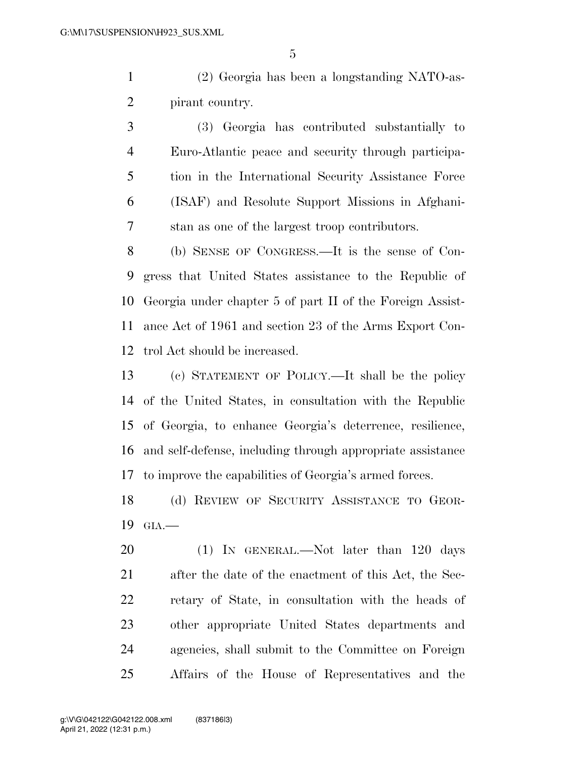(2) Georgia has been a longstanding NATO-aspirant country.

(3) Georgia has contributed substantially to Euro-Atlantic peace and security through participation in the International Security Assistance Force (ISAF) and Resolute Support Missions in Afghanistan as one of the largest troop contributors.

(b) SENSE OF CONGRESS.—It is the sense of Congress that United States assistance to the Republic of Georgia under chapter 5 of part II of the Foreign Assistance Act of 1961 and section 23 of the Arms Export Control Act should be increased.

(c) STATEMENT OF POLICY.—It shall be the policy of the United States, in consultation with the Republic of Georgia, to enhance Georgia's deterrence, resilience, and self-defense, including through appropriate assistance to improve the capabilities of Georgia's armed forces.

(d) REVIEW OF SECURITY ASSISTANCE TO GEORGIA.—

(1) IN GENERAL.—Not later than 120 days after the date of the enactment of this Act, the Secretary of State, in consultation with the heads of other appropriate United States departments and agencies, shall submit to the Committee on Foreign Affairs of the House of Representatives and the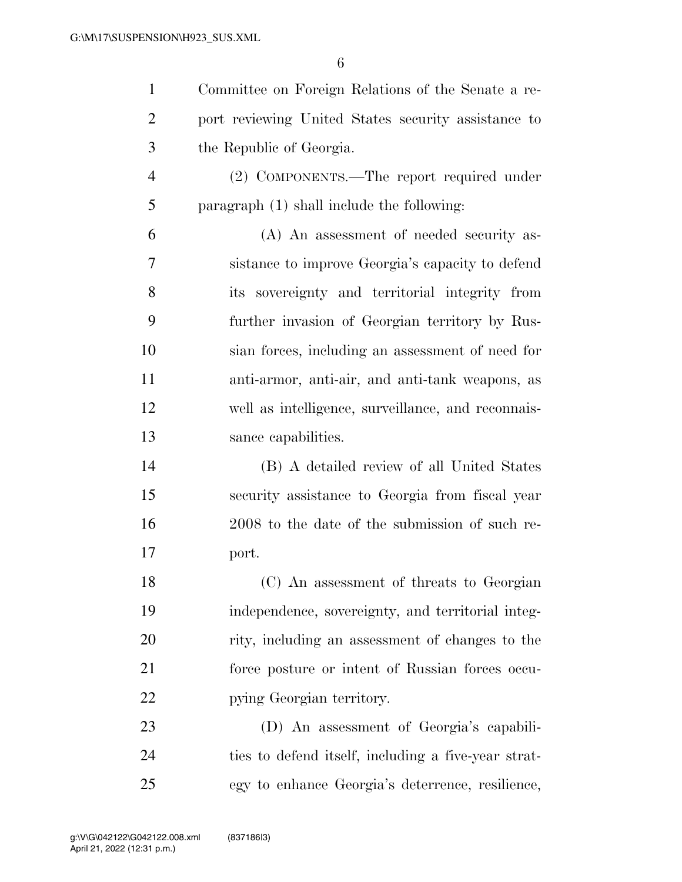Committee on Foreign Relations of the Senate a report reviewing United States security assistance to the Republic of Georgia.

(2) COMPONENTS.—The report required under paragraph (1) shall include the following:

(A) An assessment of needed security assistance to improve Georgia's capacity to defend its sovereignty and territorial integrity from further invasion of Georgian territory by Russian forces, including an assessment of need for anti-armor, anti-air, and anti-tank weapons, as well as intelligence, surveillance, and reconnaissance capabilities.

(B) A detailed review of all United States security assistance to Georgia from fiscal year 2008 to the date of the submission of such report.

(C) An assessment of threats to Georgian independence, sovereignty, and territorial integrity, including an assessment of changes to the force posture or intent of Russian forces occupying Georgian territory.

(D) An assessment of Georgia's capabilities to defend itself, including a five-year strategy to enhance Georgia's deterrence, resilience,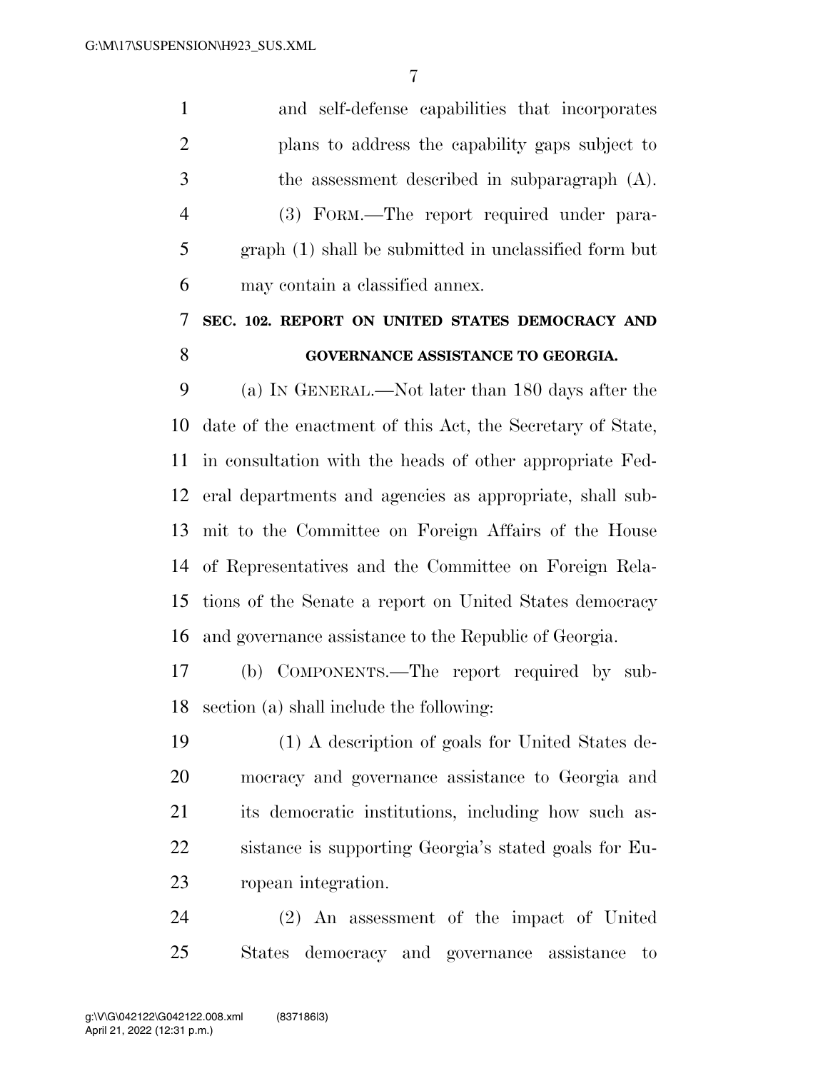and self-defense capabilities that incorporates plans to address the capability gaps subject to the assessment described in subparagraph (A).

(3) FORM.—The report required under paragraph (1) shall be submitted in unclassified form but may contain a classified annex.

## SEC. 102. REPORT ON UNITED STATES DEMOCRACY AND GOVERNANCE ASSISTANCE TO GEORGIA.

(a) IN GENERAL.—Not later than 180 days after the date of the enactment of this Act, the Secretary of State, in consultation with the heads of other appropriate Federal departments and agencies as appropriate, shall submit to the Committee on Foreign Affairs of the House of Representatives and the Committee on Foreign Relations of the Senate a report on United States democracy and governance assistance to the Republic of Georgia.

(b) COMPONENTS.—The report required by subsection (a) shall include the following:

(1) A description of goals for United States democracy and governance assistance to Georgia and its democratic institutions, including how such assistance is supporting Georgia's stated goals for European integration.

(2) An assessment of the impact of United States democracy and governance assistance to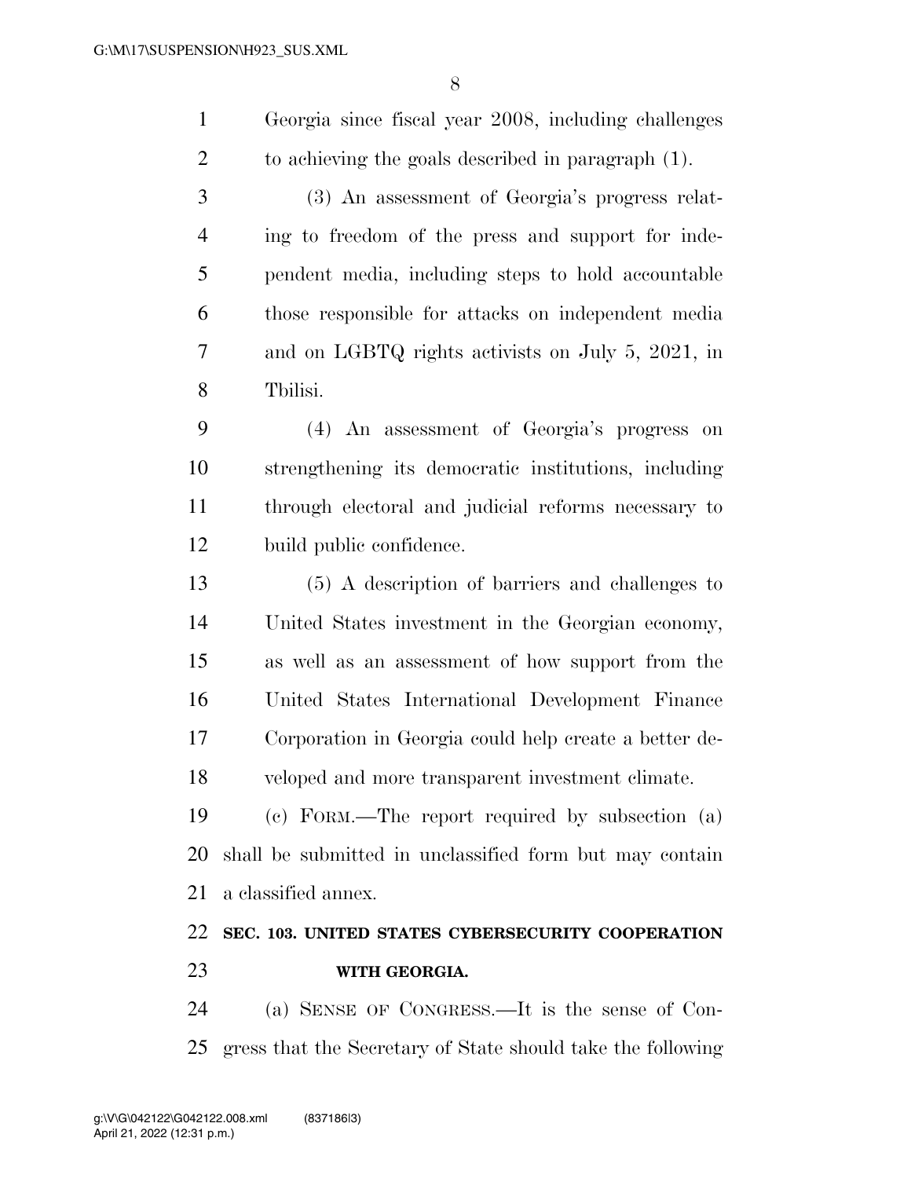Georgia since fiscal year 2008, including challenges to achieving the goals described in paragraph (1).

(3) An assessment of Georgia's progress relating to freedom of the press and support for independent media, including steps to hold accountable those responsible for attacks on independent media and on LGBTQ rights activists on July 5, 2021, in Tbilisi.

(4) An assessment of Georgia's progress on strengthening its democratic institutions, including through electoral and judicial reforms necessary to build public confidence.

(5) A description of barriers and challenges to United States investment in the Georgian economy, as well as an assessment of how support from the United States International Development Finance Corporation in Georgia could help create a better developed and more transparent investment climate.

(c) FORM.—The report required by subsection (a) shall be submitted in unclassified form but may contain a classified annex.

### SEC. 103. UNITED STATES CYBERSECURITY COOPERATION WITH GEORGIA.

(a) SENSE OF CONGRESS.—It is the sense of Congress that the Secretary of State should take the following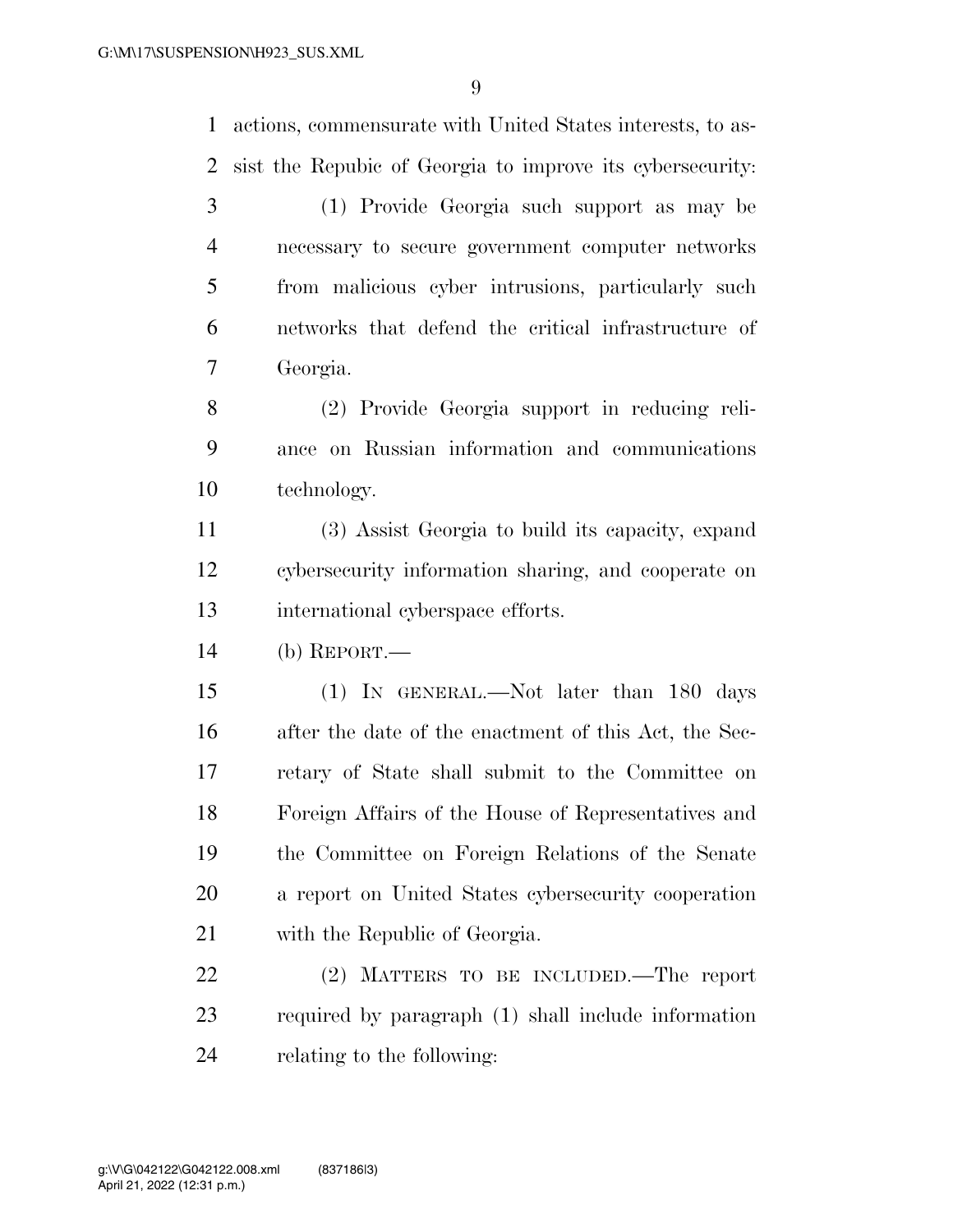actions, commensurate with United States interests, to assist the Republic of Georgia to improve its cybersecurity:

(1) Provide Georgia such support as may be necessary to secure government computer networks from malicious cyber intrusions, particularly such networks that defend the critical infrastructure of Georgia.

(2) Provide Georgia support in reducing reliance on Russian information and communications technology.

(3) Assist Georgia to build its capacity, expand cybersecurity information sharing, and cooperate on international cyberspace efforts.

(b) REPORT.—

(1) IN GENERAL.—Not later than 180 days after the date of the enactment of this Act, the Secretary of State shall submit to the Committee on Foreign Affairs of the House of Representatives and the Committee on Foreign Relations of the Senate a report on United States cybersecurity cooperation with the Republic of Georgia.

(2) MATTERS TO BE INCLUDED.—The report required by paragraph (1) shall include information relating to the following: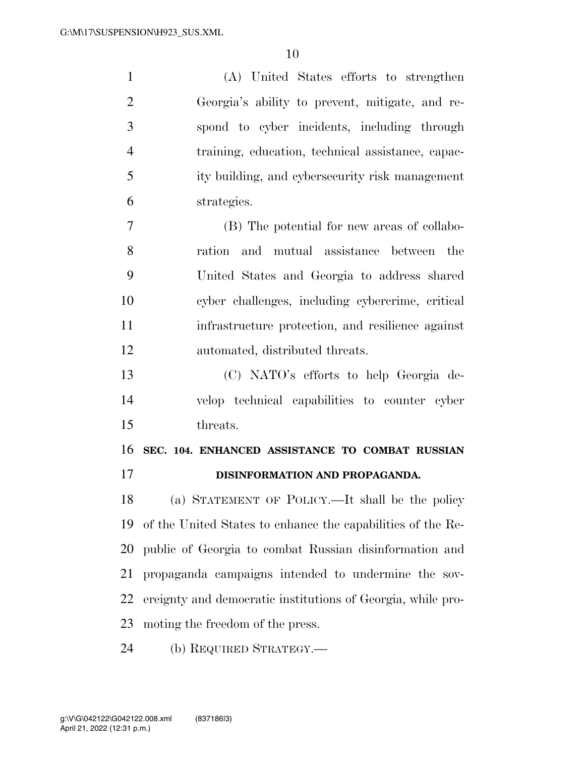(A) United States efforts to strengthen Georgia's ability to prevent, mitigate, and respond to cyber incidents, including through training, education, technical assistance, capacity building, and cybersecurity risk management strategies.

(B) The potential for new areas of collaboration and mutual assistance between the United States and Georgia to address shared cyber challenges, including cybercrime, critical infrastructure protection, and resilience against automated, distributed threats.

(C) NATO's efforts to help Georgia develop technical capabilities to counter cyber threats.

**SEC. 104. ENHANCED ASSISTANCE TO COMBAT RUSSIAN DISINFORMATION AND PROPAGANDA.**

(a) STATEMENT OF POLICY.—It shall be the policy of the United States to enhance the capabilities of the Republic of Georgia to combat Russian disinformation and propaganda campaigns intended to undermine the sovereignty and democratic institutions of Georgia, while promoting the freedom of the press.

(b) REQUIRED STRATEGY.—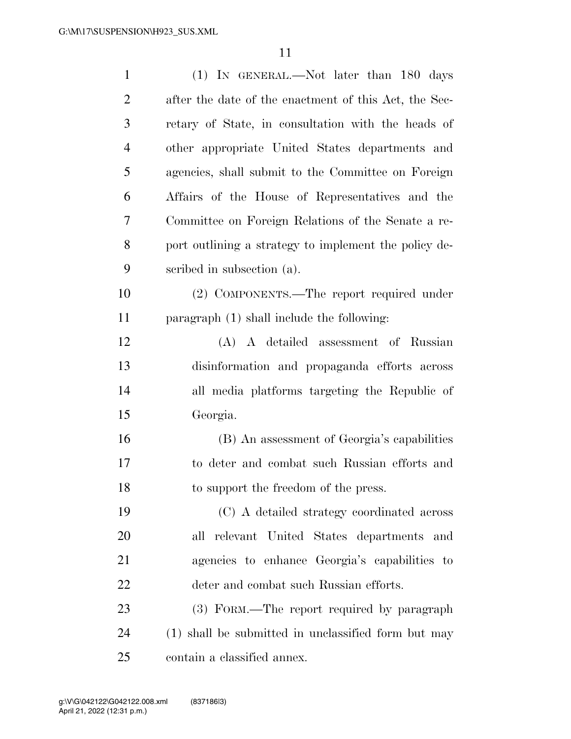(1) IN GENERAL.—Not later than 180 days after the date of the enactment of this Act, the Secretary of State, in consultation with the heads of other appropriate United States departments and agencies, shall submit to the Committee on Foreign Affairs of the House of Representatives and the Committee on Foreign Relations of the Senate a report outlining a strategy to implement the policy described in subsection (a).

(2) COMPONENTS.—The report required under paragraph (1) shall include the following:

(A) A detailed assessment of Russian disinformation and propaganda efforts across all media platforms targeting the Republic of Georgia.

(B) An assessment of Georgia's capabilities to deter and combat such Russian efforts and to support the freedom of the press.

(C) A detailed strategy coordinated across all relevant United States departments and agencies to enhance Georgia's capabilities to deter and combat such Russian efforts.

(3) FORM.—The report required by paragraph (1) shall be submitted in unclassified form but may contain a classified annex.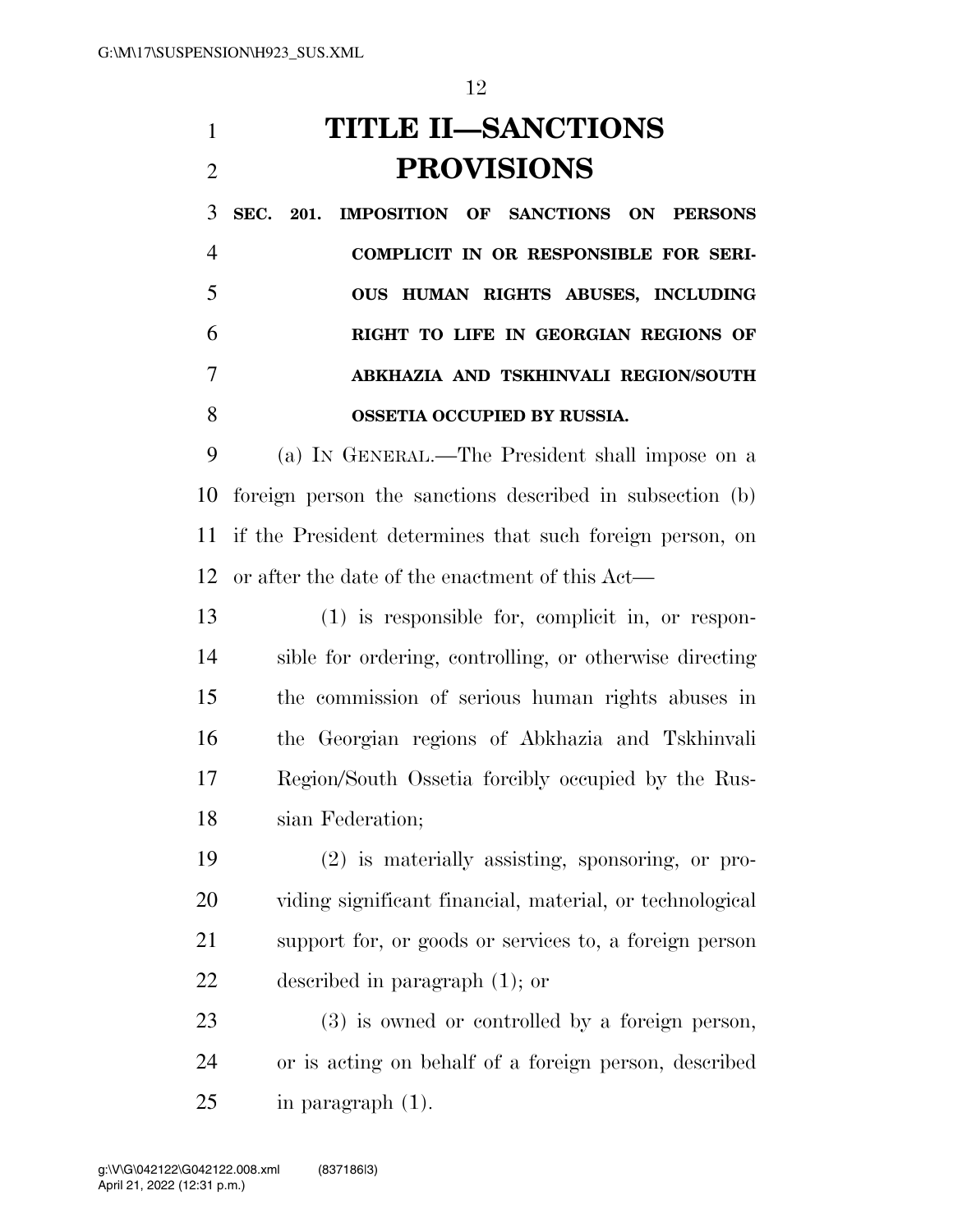# TITLE II—SANCTIONS PROVISIONS

### SEC. 201. IMPOSITION OF SANCTIONS ON PERSONS COMPLICIT IN OR RESPONSIBLE FOR SERIOUS HUMAN RIGHTS ABUSES, INCLUDING RIGHT TO LIFE IN GEORGIAN REGIONS OF ABKHAZIA AND TSKHINVALI REGION/SOUTH OSSETIA OCCUPIED BY RUSSIA.

(a) IN GENERAL.—The President shall impose on a foreign person the sanctions described in subsection (b) if the President determines that such foreign person, on or after the date of the enactment of this Act—

(1) is responsible for, complicit in, or responsible for ordering, controlling, or otherwise directing the commission of serious human rights abuses in the Georgian regions of Abkhazia and Tskhinvali Region/South Ossetia forcibly occupied by the Russian Federation;

(2) is materially assisting, sponsoring, or providing significant financial, material, or technological support for, or goods or services to, a foreign person described in paragraph (1); or

(3) is owned or controlled by a foreign person, or is acting on behalf of a foreign person, described in paragraph (1).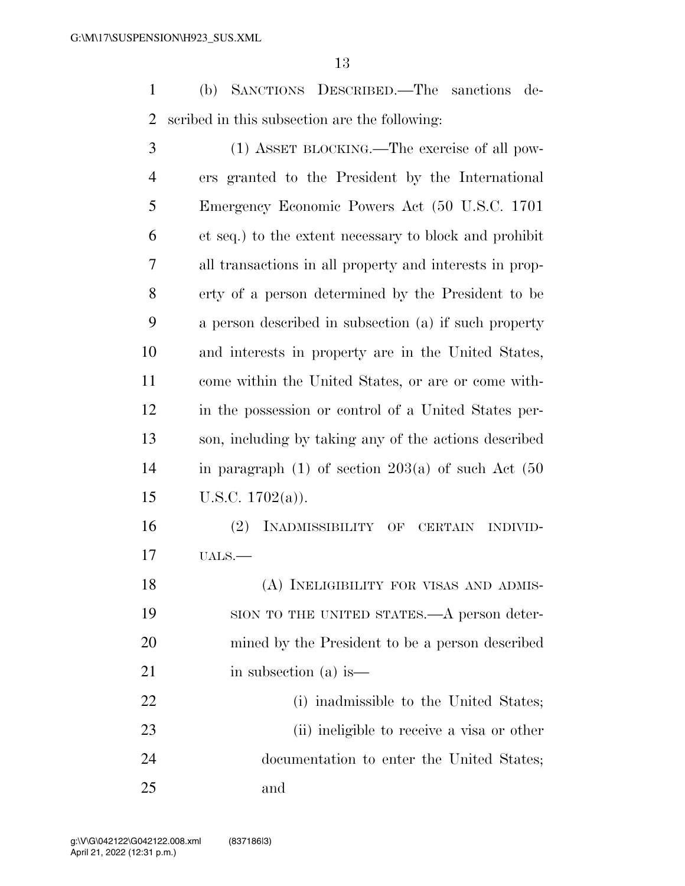(b) SANCTIONS DESCRIBED.—The sanctions described in this subsection are the following:

(1) ASSET BLOCKING.—The exercise of all powers granted to the President by the International Emergency Economic Powers Act (50 U.S.C. 1701 et seq.) to the extent necessary to block and prohibit all transactions in all property and interests in property of a person determined by the President to be a person described in subsection (a) if such property and interests in property are in the United States, come within the United States, or are or come within the possession or control of a United States person, including by taking any of the actions described in paragraph (1) of section 203(a) of such Act (50 U.S.C. 1702(a)).

(2) INADMISSIBILITY OF CERTAIN INDIVIDUALS.—

(A) INELIGIBILITY FOR VISAS AND ADMISSION TO THE UNITED STATES.—A person determined by the President to be a person described in subsection (a) is—

(i) inadmissible to the United States;

(ii) ineligible to receive a visa or other documentation to enter the United States; and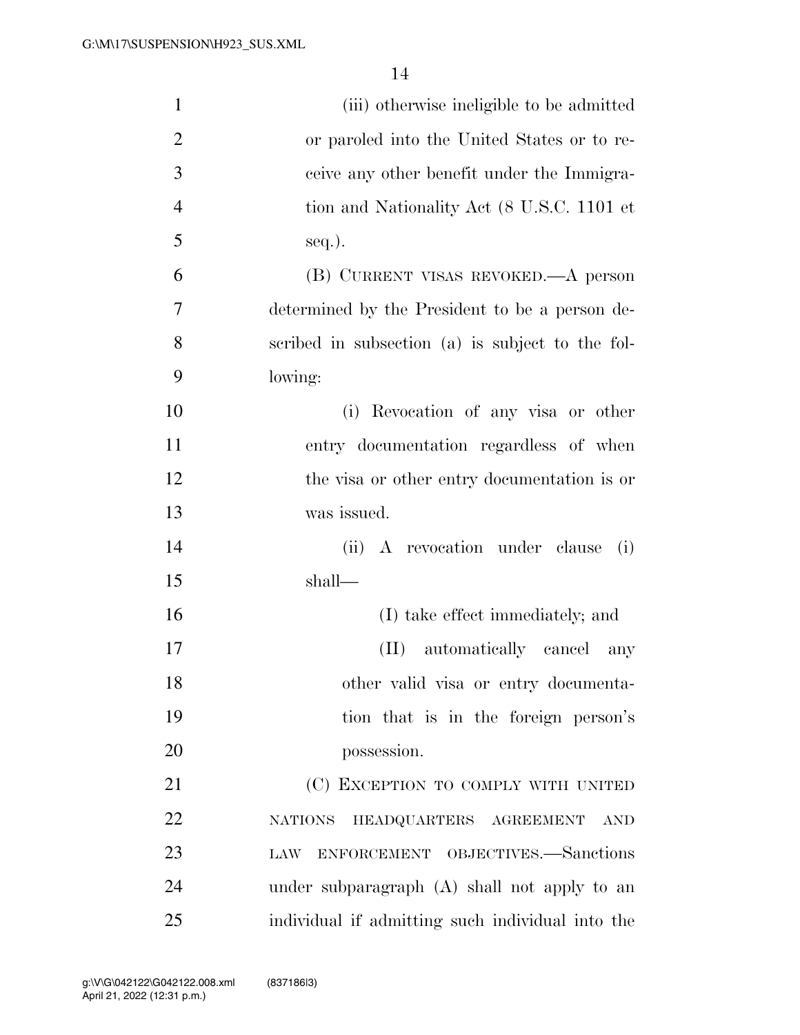(iii) otherwise ineligible to be admitted or paroled into the United States or to receive any other benefit under the Immigration and Nationality Act (8 U.S.C. 1101 et seq.).

(B) CURRENT VISAS REVOKED.—A person determined by the President to be a person described in subsection (a) is subject to the following:

(i) Revocation of any visa or other entry documentation regardless of when the visa or other entry documentation is or was issued.

(ii) A revocation under clause (i) shall—

(I) take effect immediately; and

(II) automatically cancel any other valid visa or entry documentation that is in the foreign person's possession.

(C) EXCEPTION TO COMPLY WITH UNITED NATIONS HEADQUARTERS AGREEMENT AND LAW ENFORCEMENT OBJECTIVES.—Sanctions under subparagraph (A) shall not apply to an individual if admitting such individual into the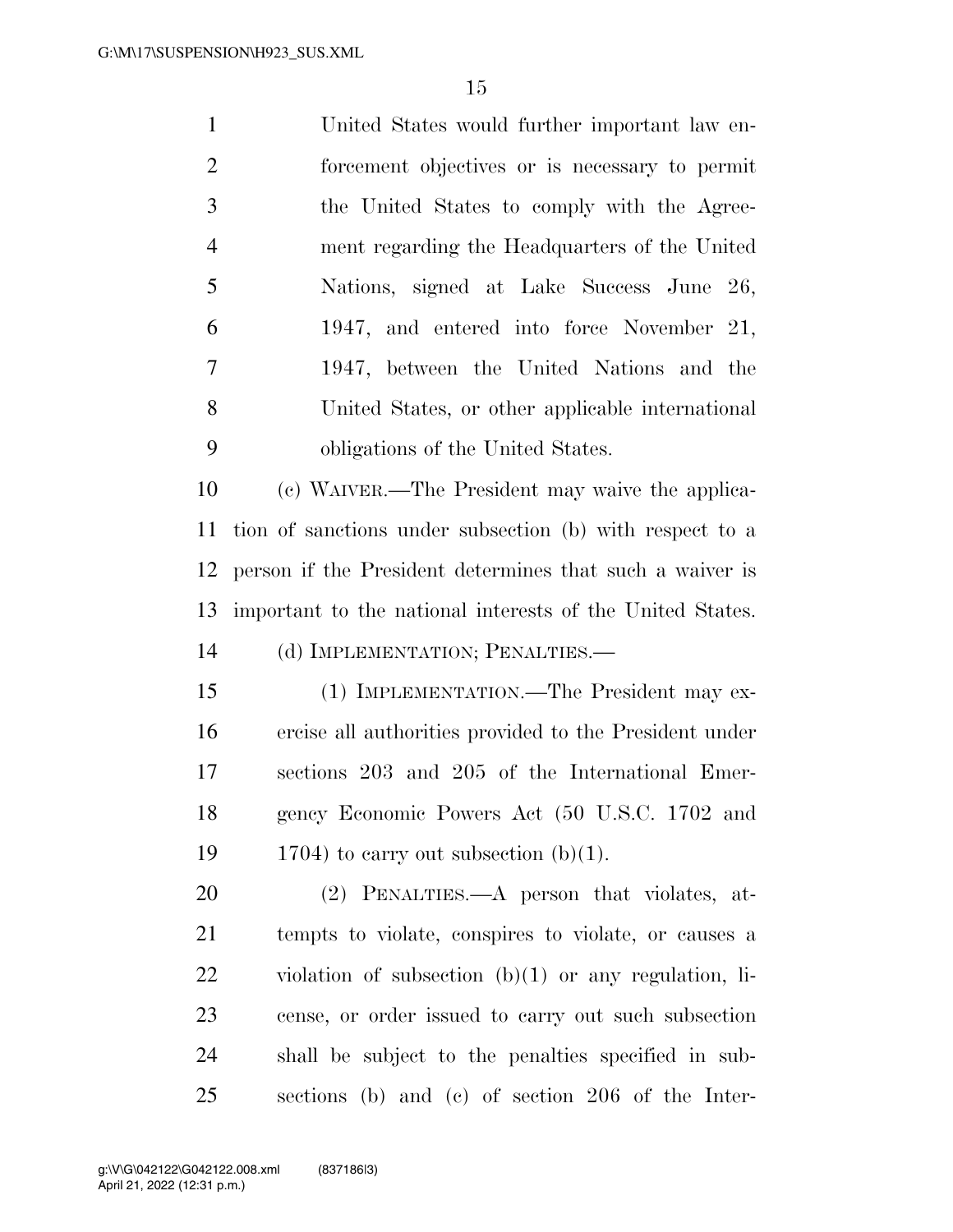United States would further important law enforcement objectives or is necessary to permit the United States to comply with the Agreement regarding the Headquarters of the United Nations, signed at Lake Success June 26, 1947, and entered into force November 21, 1947, between the United Nations and the United States, or other applicable international obligations of the United States.

(c) WAIVER.—The President may waive the application of sanctions under subsection (b) with respect to a person if the President determines that such a waiver is important to the national interests of the United States.

(d) IMPLEMENTATION; PENALTIES.—

(1) IMPLEMENTATION.—The President may exercise all authorities provided to the President under sections 203 and 205 of the International Emergency Economic Powers Act (50 U.S.C. 1702 and 1704) to carry out subsection (b)(1).

(2) PENALTIES.—A person that violates, attempts to violate, conspires to violate, or causes a violation of subsection (b)(1) or any regulation, license, or order issued to carry out such subsection shall be subject to the penalties specified in subsections (b) and (c) of section 206 of the Inter-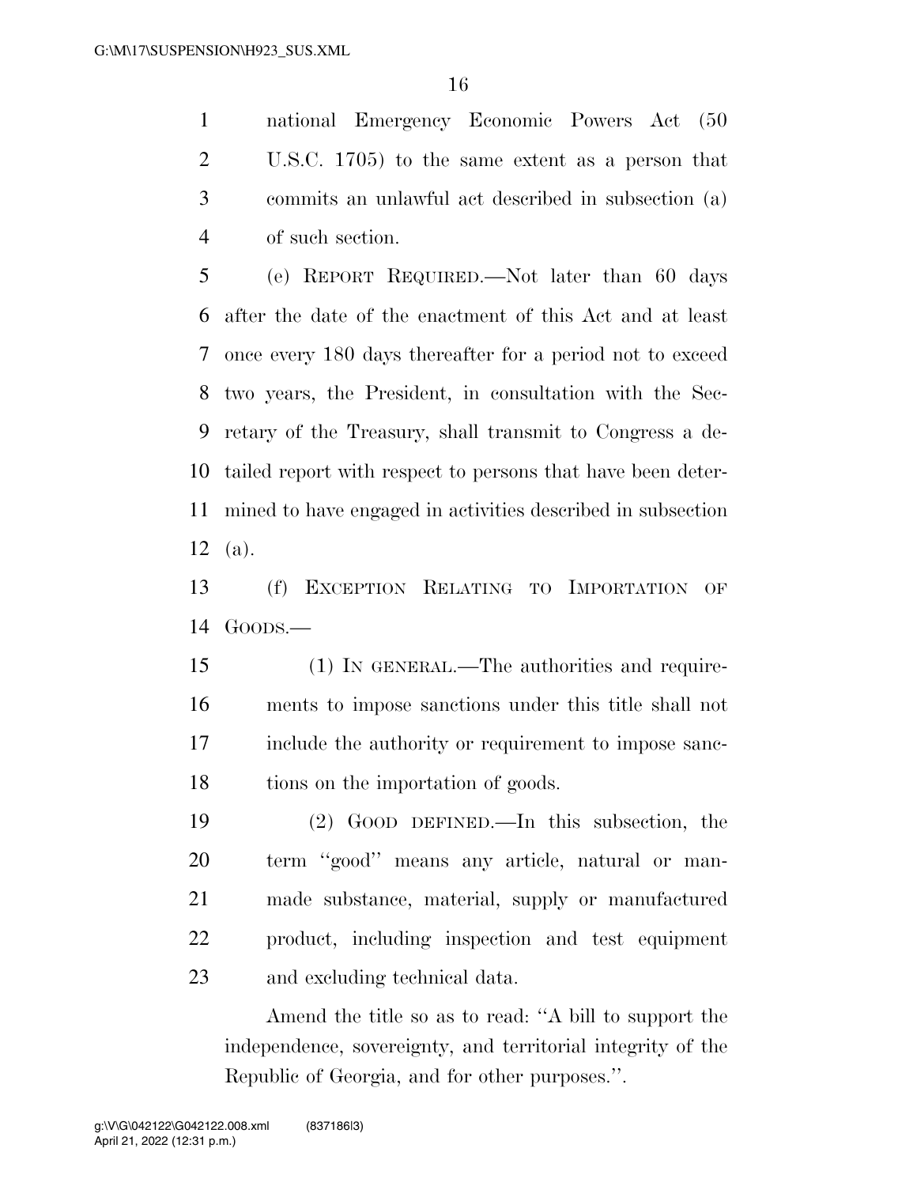national Emergency Economic Powers Act (50 U.S.C. 1705) to the same extent as a person that commits an unlawful act described in subsection (a) of such section.

(e) REPORT REQUIRED.—Not later than 60 days after the date of the enactment of this Act and at least once every 180 days thereafter for a period not to exceed two years, the President, in consultation with the Secretary of the Treasury, shall transmit to Congress a detailed report with respect to persons that have been determined to have engaged in activities described in subsection (a).

(f) EXCEPTION RELATING TO IMPORTATION OF GOODS.—

(1) IN GENERAL.—The authorities and requirements to impose sanctions under this title shall not include the authority or requirement to impose sanctions on the importation of goods.

(2) GOOD DEFINED.—In this subsection, the term ''good'' means any article, natural or man-made substance, material, supply or manufactured product, including inspection and test equipment and excluding technical data.

Amend the title so as to read: ''A bill to support the independence, sovereignty, and territorial integrity of the Republic of Georgia, and for other purposes.''.